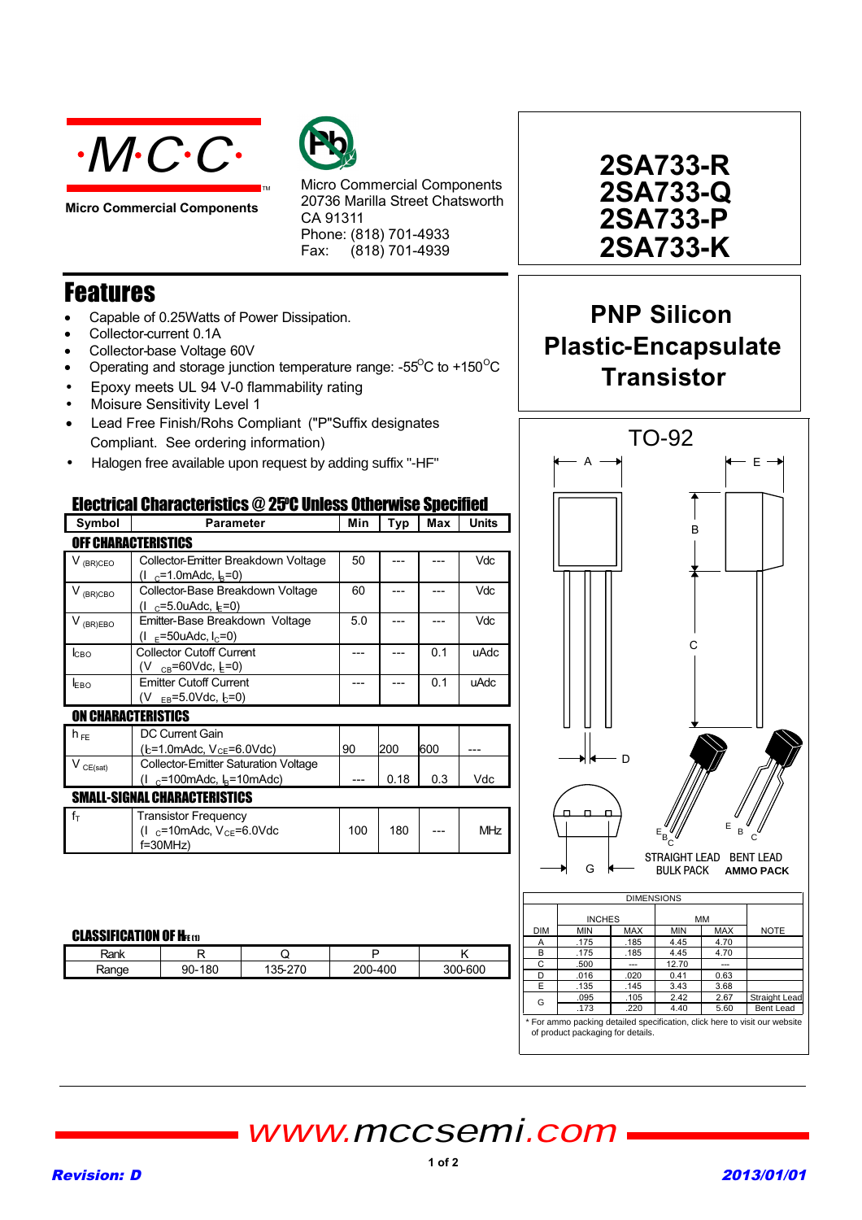·M·C·C·

Micro Commercial Components

Micro Commercial Components
20736 Marilla Street Chatsworth
CA 91311
Phone: (818) 701-4933
Fax: (818) 701-4939

# 2SA733-R 2SA733-Q 2SA733-P 2SA733-K

## PNP Silicon Plastic-Encapsulate Transistor

## Features

- Capable of 0.25Watts of Power Dissipation.
- Collector-current 0.1A
- Collector-base Voltage 60V
- Operating and storage junction temperature range: -55°C to +150°C
- Epoxy meets UL 94 V-0 flammability rating
- Moisure Sensitivity Level 1
- Lead Free Finish/Rohs Compliant ("P"Suffix designates Compliant. See ordering information)
- Halogen free available upon request by adding suffix "-HF"

## Electrical Characteristics @ 25°C Unless Otherwise Specified

| Symbol | Parameter | Min | Typ | Max | Units |
|---|---|---|---|---|---|
| **OFF CHARACTERISTICS** | | | | | |
| $V_{(BR)CEO}$ | Collector-Emitter Breakdown Voltage ($I_C$=1.0mAdc, $I_B$=0) | 50 | --- | --- | Vdc |
| $V_{(BR)CBO}$ | Collector-Base Breakdown Voltage ($I_C$=5.0uAdc, $I_E$=0) | 60 | --- | --- | Vdc |
| $V_{(BR)EBO}$ | Emitter-Base Breakdown Voltage ($I_E$=50uAdc, $I_C$=0) | 5.0 | --- | --- | Vdc |
| $I_{CBO}$ | Collector Cutoff Current ($V_{CB}$=60Vdc, $I_E$=0) | --- | --- | 0.1 | uAdc |
| $I_{EBO}$ | Emitter Cutoff Current ($V_{EB}$=5.0Vdc, $I_C$=0) | --- | --- | 0.1 | uAdc |
| **ON CHARACTERISTICS** | | | | | |
| $h_{FE}$ | DC Current Gain ($I_C$=1.0mAdc, $V_{CE}$=6.0Vdc) | 90 | 200 | 600 | --- |
| $V_{CE(sat)}$ | Collector-Emitter Saturation Voltage ($I_C$=100mAdc, $I_B$=10mAdc) | --- | 0.18 | 0.3 | Vdc |
| **SMALL-SIGNAL CHARACTERISTICS** | | | | | |
| $f_T$ | Transistor Frequency ($I_C$=10mAdc, $V_{CE}$=6.0Vdc f=30MHz) | 100 | 180 | --- | MHz |

### CLASSIFICATION OF $h_{FE(1)}$

| Rank | R | Q | P | K |
|---|---|---|---|---|
| Range | 90-180 | 135-270 | 200-400 | 300-600 |

## TO-92

STRAIGHT LEAD BULK PACK — BENT LEAD AMMO PACK

| DIMENSIONS | | | | | |
|---|---|---|---|---|---|
| | INCHES | | MM | | |
| DIM | MIN | MAX | MIN | MAX | NOTE |
| A | .175 | .185 | 4.45 | 4.70 | |
| B | .175 | .185 | 4.45 | 4.70 | |
| C | .500 | --- | 12.70 | --- | |
| D | .016 | .020 | 0.41 | 0.63 | |
| E | .135 | .145 | 3.43 | 3.68 | |
| G | .095 | .105 | 2.42 | 2.67 | Straight Lead |
| | .173 | .220 | 4.40 | 5.60 | Bent Lead |

\* For ammo packing detailed specification, click here to visit our website of product packaging for details.

www.mccsemi.com

*Revision: D* *2013/01/01*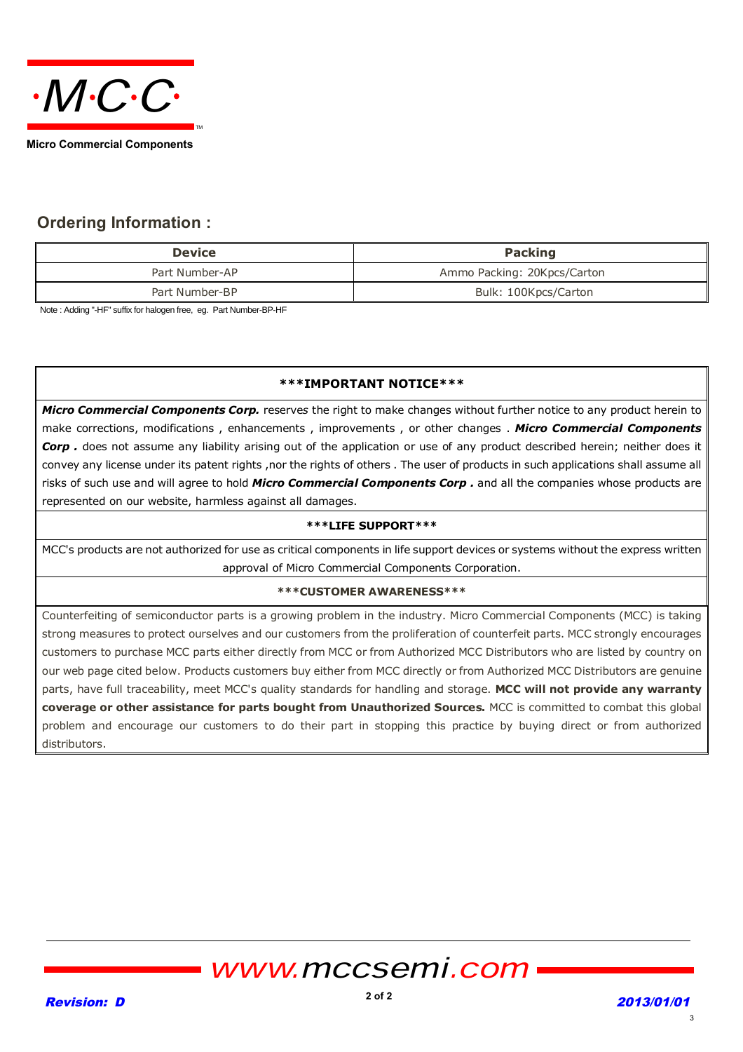**Micro Commercial Components**

## Ordering Information :

| Device | Packing |
|---|---|
| Part Number-AP | Ammo Packing: 20Kpcs/Carton |
| Part Number-BP | Bulk: 100Kpcs/Carton |

Note : Adding "-HF" suffix for halogen free, eg. Part Number-BP-HF

### ***IMPORTANT NOTICE***

***Micro Commercial Components Corp.*** reserves the right to make changes without further notice to any product herein to make corrections, modifications , enhancements , improvements , or other changes . ***Micro Commercial Components Corp .*** does not assume any liability arising out of the application or use of any product described herein; neither does it convey any license under its patent rights ,nor the rights of others . The user of products in such applications shall assume all risks of such use and will agree to hold ***Micro Commercial Components Corp .*** and all the companies whose products are represented on our website, harmless against all damages.

### ***LIFE SUPPORT***

MCC's products are not authorized for use as critical components in life support devices or systems without the express written approval of Micro Commercial Components Corporation.

### ***CUSTOMER AWARENESS***

Counterfeiting of semiconductor parts is a growing problem in the industry. Micro Commercial Components (MCC) is taking strong measures to protect ourselves and our customers from the proliferation of counterfeit parts. MCC strongly encourages customers to purchase MCC parts either directly from MCC or from Authorized MCC Distributors who are listed by country on our web page cited below. Products customers buy either from MCC directly or from Authorized MCC Distributors are genuine parts, have full traceability, meet MCC's quality standards for handling and storage. **MCC will not provide any warranty coverage or other assistance for parts bought from Unauthorized Sources.** MCC is committed to combat this global problem and encourage our customers to do their part in stopping this practice by buying direct or from authorized distributors.

www.mccsemi.com

***Revision: D*** ***2013/01/01***